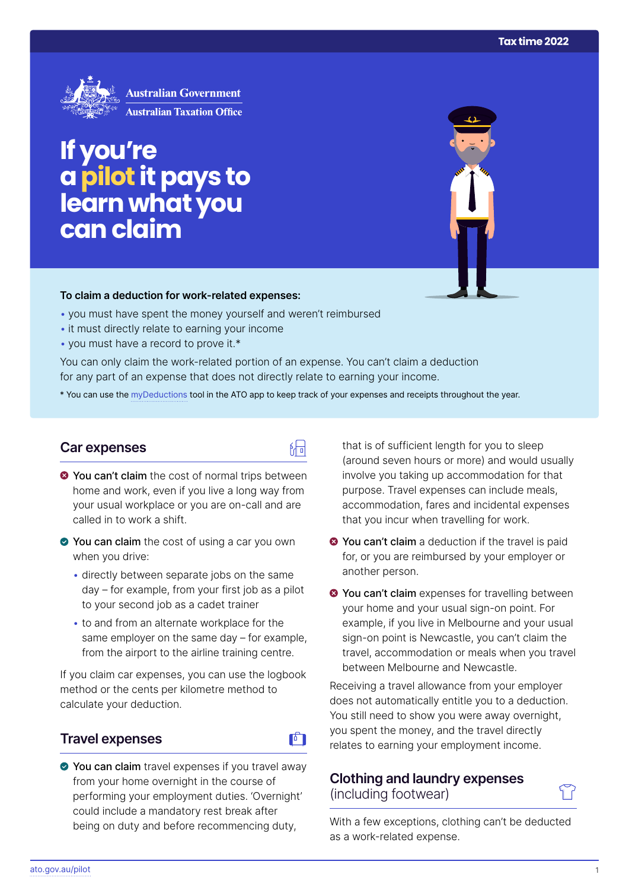Tax time 2022

Australian Government
Australian Taxation Office

# If you're a pilot it pays to learn what you can claim

**To claim a deduction for work-related expenses:**

- you must have spent the money yourself and weren't reimbursed
- it must directly relate to earning your income
- you must have a record to prove it.*

You can only claim the work-related portion of an expense. You can't claim a deduction for any part of an expense that does not directly relate to earning your income.

* You can use the myDeductions tool in the ATO app to keep track of your expenses and receipts throughout the year.

## Car expenses

- **You can't claim** the cost of normal trips between home and work, even if you live a long way from your usual workplace or you are on-call and are called in to work a shift.
- **You can claim** the cost of using a car you own when you drive:
  - directly between separate jobs on the same day – for example, from your first job as a pilot to your second job as a cadet trainer
  - to and from an alternate workplace for the same employer on the same day – for example, from the airport to the airline training centre.

If you claim car expenses, you can use the logbook method or the cents per kilometre method to calculate your deduction.

## Travel expenses

- **You can claim** travel expenses if you travel away from your home overnight in the course of performing your employment duties. 'Overnight' could include a mandatory rest break after being on duty and before recommencing duty, that is of sufficient length for you to sleep (around seven hours or more) and would usually involve you taking up accommodation for that purpose. Travel expenses can include meals, accommodation, fares and incidental expenses that you incur when travelling for work.
- **You can't claim** a deduction if the travel is paid for, or you are reimbursed by your employer or another person.
- **You can't claim** expenses for travelling between your home and your usual sign-on point. For example, if you live in Melbourne and your usual sign-on point is Newcastle, you can't claim the travel, accommodation or meals when you travel between Melbourne and Newcastle.

Receiving a travel allowance from your employer does not automatically entitle you to a deduction. You still need to show you were away overnight, you spent the money, and the travel directly relates to earning your employment income.

## Clothing and laundry expenses (including footwear)

With a few exceptions, clothing can't be deducted as a work-related expense.

ato.gov.au/pilot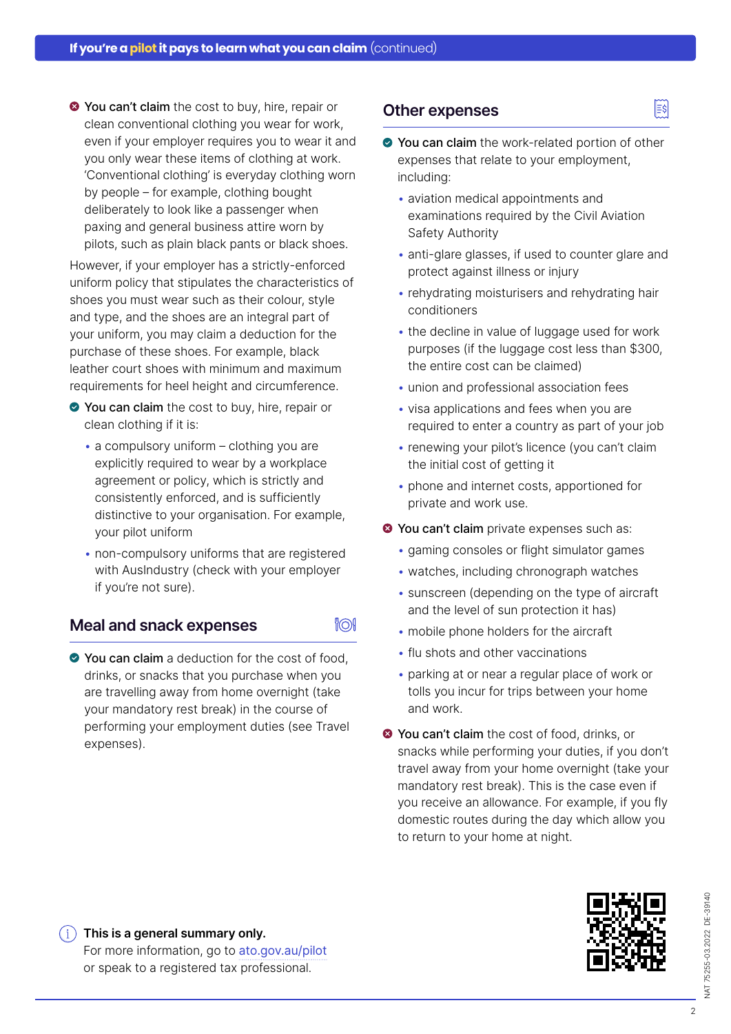- ❌ **You can't claim** the cost to buy, hire, repair or clean conventional clothing you wear for work, even if your employer requires you to wear it and you only wear these items of clothing at work. 'Conventional clothing' is everyday clothing worn by people – for example, clothing bought deliberately to look like a passenger when paxing and general business attire worn by pilots, such as plain black pants or black shoes.

However, if your employer has a strictly-enforced uniform policy that stipulates the characteristics of shoes you must wear such as their colour, style and type, and the shoes are an integral part of your uniform, you may claim a deduction for the purchase of these shoes. For example, black leather court shoes with minimum and maximum requirements for heel height and circumference.

- ✅ **You can claim** the cost to buy, hire, repair or clean clothing if it is:
  - a compulsory uniform – clothing you are explicitly required to wear by a workplace agreement or policy, which is strictly and consistently enforced, and is sufficiently distinctive to your organisation. For example, your pilot uniform
  - non-compulsory uniforms that are registered with AusIndustry (check with your employer if you're not sure).

## Meal and snack expenses

- ✅ **You can claim** a deduction for the cost of food, drinks, or snacks that you purchase when you are travelling away from home overnight (take your mandatory rest break) in the course of performing your employment duties (see Travel expenses).

## Other expenses

- ✅ **You can claim** the work-related portion of other expenses that relate to your employment, including:
  - aviation medical appointments and examinations required by the Civil Aviation Safety Authority
  - anti-glare glasses, if used to counter glare and protect against illness or injury
  - rehydrating moisturisers and rehydrating hair conditioners
  - the decline in value of luggage used for work purposes (if the luggage cost less than $300, the entire cost can be claimed)
  - union and professional association fees
  - visa applications and fees when you are required to enter a country as part of your job
  - renewing your pilot's licence (you can't claim the initial cost of getting it
  - phone and internet costs, apportioned for private and work use.
- ❌ **You can't claim** private expenses such as:
  - gaming consoles or flight simulator games
  - watches, including chronograph watches
  - sunscreen (depending on the type of aircraft and the level of sun protection it has)
  - mobile phone holders for the aircraft
  - flu shots and other vaccinations
  - parking at or near a regular place of work or tolls you incur for trips between your home and work.
- ❌ **You can't claim** the cost of food, drinks, or snacks while performing your duties, if you don't travel away from your home overnight (take your mandatory rest break). This is the case even if you receive an allowance. For example, if you fly domestic routes during the day which allow you to return to your home at night.

**This is a general summary only.**
For more information, go to ato.gov.au/pilot or speak to a registered tax professional.

NAT 75255-03.2022 DE-39140